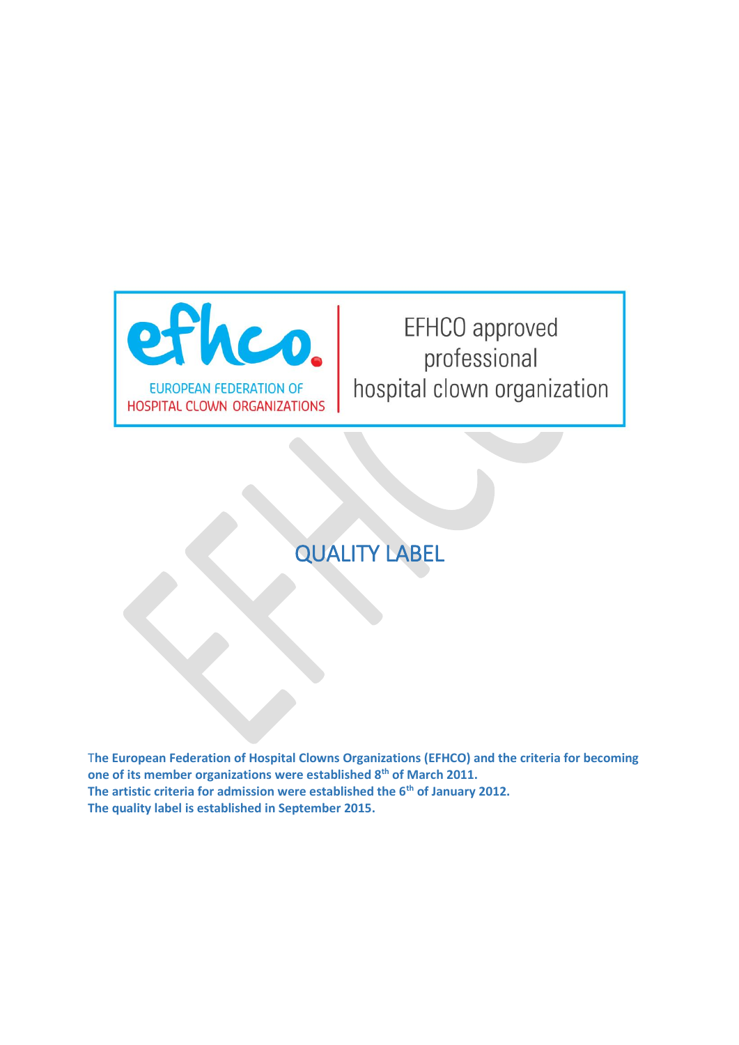efhco.

EUROPEAN FEDERATION OF HOSPITAL CLOWN ORGANIZATIONS

EFHCO approved professional hospital clown organization

# QUALITY LABEL

**The European Federation of Hospital Clowns Organizations (EFHCO) and the criteria for becoming one of its member organizations were established 8th of March 2011.**
**The artistic criteria for admission were established the 6th of January 2012.**
**The quality label is established in September 2015.**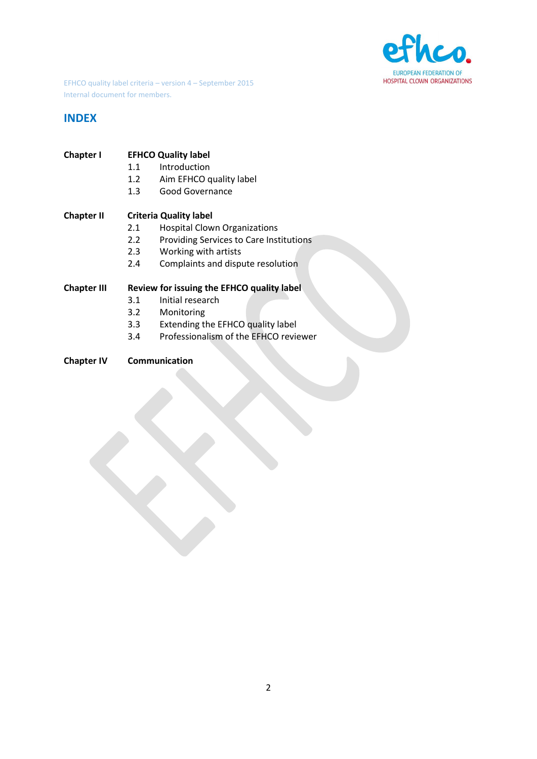EFHCO quality label criteria – version 4 – September 2015
Internal document for members.

# INDEX

**Chapter I** **EFHCO Quality label**

- 1.1 Introduction
- 1.2 Aim EFHCO quality label
- 1.3 Good Governance

**Chapter II** **Criteria Quality label**

- 2.1 Hospital Clown Organizations
- 2.2 Providing Services to Care Institutions
- 2.3 Working with artists
- 2.4 Complaints and dispute resolution

**Chapter III** **Review for issuing the EFHCO quality label**

- 3.1 Initial research
- 3.2 Monitoring
- 3.3 Extending the EFHCO quality label
- 3.4 Professionalism of the EFHCO reviewer

**Chapter IV** **Communication**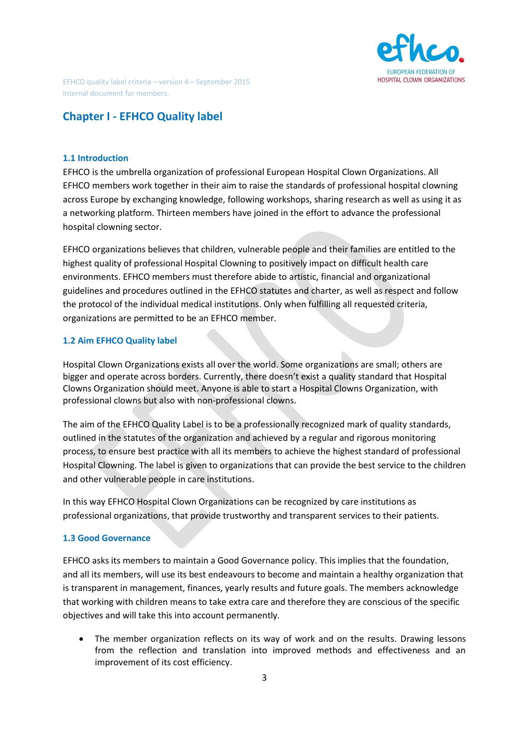## Chapter I - EFHCO Quality label

### 1.1 Introduction

EFHCO is the umbrella organization of professional European Hospital Clown Organizations. All EFHCO members work together in their aim to raise the standards of professional hospital clowning across Europe by exchanging knowledge, following workshops, sharing research as well as using it as a networking platform. Thirteen members have joined in the effort to advance the professional hospital clowning sector.

EFHCO organizations believes that children, vulnerable people and their families are entitled to the highest quality of professional Hospital Clowning to positively impact on difficult health care environments. EFHCO members must therefore abide to artistic, financial and organizational guidelines and procedures outlined in the EFHCO statutes and charter, as well as respect and follow the protocol of the individual medical institutions. Only when fulfilling all requested criteria, organizations are permitted to be an EFHCO member.

### 1.2 Aim EFHCO Quality label

Hospital Clown Organizations exists all over the world. Some organizations are small; others are bigger and operate across borders. Currently, there doesn't exist a quality standard that Hospital Clowns Organization should meet. Anyone is able to start a Hospital Clowns Organization, with professional clowns but also with non-professional clowns.

The aim of the EFHCO Quality Label is to be a professionally recognized mark of quality standards, outlined in the statutes of the organization and achieved by a regular and rigorous monitoring process, to ensure best practice with all its members to achieve the highest standard of professional Hospital Clowning. The label is given to organizations that can provide the best service to the children and other vulnerable people in care institutions.

In this way EFHCO Hospital Clown Organizations can be recognized by care institutions as professional organizations, that provide trustworthy and transparent services to their patients.

### 1.3 Good Governance

EFHCO asks its members to maintain a Good Governance policy. This implies that the foundation, and all its members, will use its best endeavours to become and maintain a healthy organization that is transparent in management, finances, yearly results and future goals. The members acknowledge that working with children means to take extra care and therefore they are conscious of the specific objectives and will take this into account permanently.

- The member organization reflects on its way of work and on the results. Drawing lessons from the reflection and translation into improved methods and effectiveness and an improvement of its cost efficiency.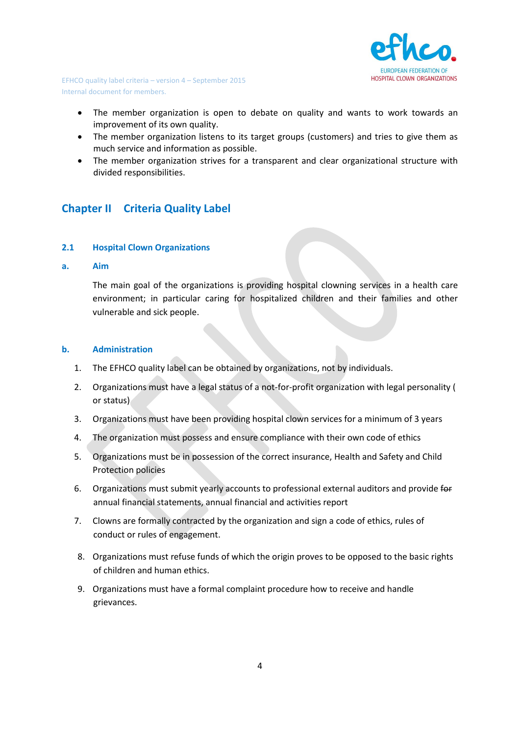- The member organization is open to debate on quality and wants to work towards an improvement of its own quality.
- The member organization listens to its target groups (customers) and tries to give them as much service and information as possible.
- The member organization strives for a transparent and clear organizational structure with divided responsibilities.

## Chapter II Criteria Quality Label

### 2.1 Hospital Clown Organizations

#### a. Aim

The main goal of the organizations is providing hospital clowning services in a health care environment; in particular caring for hospitalized children and their families and other vulnerable and sick people.

#### b. Administration

1. The EFHCO quality label can be obtained by organizations, not by individuals.
2. Organizations must have a legal status of a not-for-profit organization with legal personality ( or status)
3. Organizations must have been providing hospital clown services for a minimum of 3 years
4. The organization must possess and ensure compliance with their own code of ethics
5. Organizations must be in possession of the correct insurance, Health and Safety and Child Protection policies
6. Organizations must submit yearly accounts to professional external auditors and provide ~~for~~ annual financial statements, annual financial and activities report
7. Clowns are formally contracted by the organization and sign a code of ethics, rules of conduct or rules of engagement.
8. Organizations must refuse funds of which the origin proves to be opposed to the basic rights of children and human ethics.
9. Organizations must have a formal complaint procedure how to receive and handle grievances.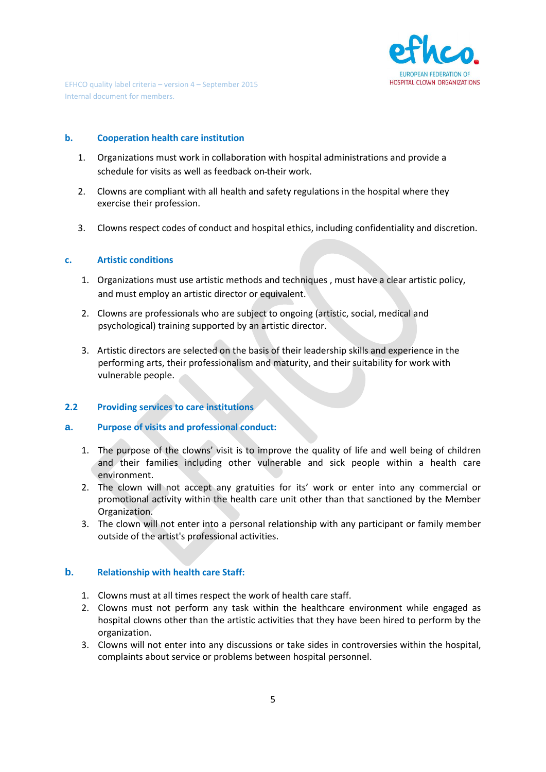### b. Cooperation health care institution

1. Organizations must work in collaboration with hospital administrations and provide a schedule for visits as well as feedback on their work.
2. Clowns are compliant with all health and safety regulations in the hospital where they exercise their profession.
3. Clowns respect codes of conduct and hospital ethics, including confidentiality and discretion.

### c. Artistic conditions

1. Organizations must use artistic methods and techniques , must have a clear artistic policy, and must employ an artistic director or equivalent.
2. Clowns are professionals who are subject to ongoing (artistic, social, medical and psychological) training supported by an artistic director.
3. Artistic directors are selected on the basis of their leadership skills and experience in the performing arts, their professionalism and maturity, and their suitability for work with vulnerable people.

## 2.2 Providing services to care institutions

### a. Purpose of visits and professional conduct:

1. The purpose of the clowns' visit is to improve the quality of life and well being of children and their families including other vulnerable and sick people within a health care environment.
2. The clown will not accept any gratuities for its' work or enter into any commercial or promotional activity within the health care unit other than that sanctioned by the Member Organization.
3. The clown will not enter into a personal relationship with any participant or family member outside of the artist's professional activities.

### b. Relationship with health care Staff:

1. Clowns must at all times respect the work of health care staff.
2. Clowns must not perform any task within the healthcare environment while engaged as hospital clowns other than the artistic activities that they have been hired to perform by the organization.
3. Clowns will not enter into any discussions or take sides in controversies within the hospital, complaints about service or problems between hospital personnel.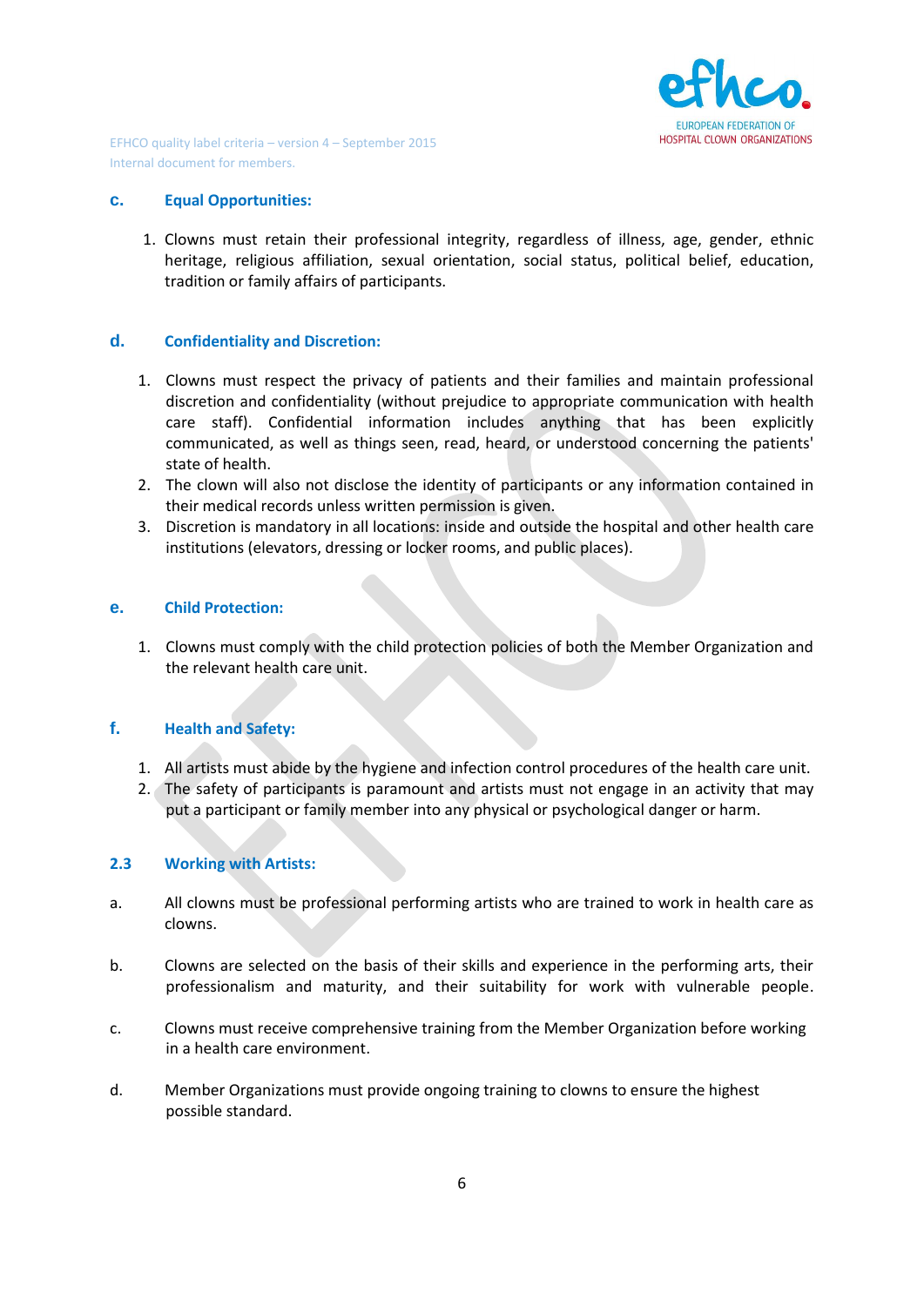### c. Equal Opportunities:

1. Clowns must retain their professional integrity, regardless of illness, age, gender, ethnic heritage, religious affiliation, sexual orientation, social status, political belief, education, tradition or family affairs of participants.

### d. Confidentiality and Discretion:

1. Clowns must respect the privacy of patients and their families and maintain professional discretion and confidentiality (without prejudice to appropriate communication with health care staff). Confidential information includes anything that has been explicitly communicated, as well as things seen, read, heard, or understood concerning the patients' state of health.
2. The clown will also not disclose the identity of participants or any information contained in their medical records unless written permission is given.
3. Discretion is mandatory in all locations: inside and outside the hospital and other health care institutions (elevators, dressing or locker rooms, and public places).

### e. Child Protection:

1. Clowns must comply with the child protection policies of both the Member Organization and the relevant health care unit.

### f. Health and Safety:

1. All artists must abide by the hygiene and infection control procedures of the health care unit.
2. The safety of participants is paramount and artists must not engage in an activity that may put a participant or family member into any physical or psychological danger or harm.

## 2.3 Working with Artists:

a. All clowns must be professional performing artists who are trained to work in health care as clowns.

b. Clowns are selected on the basis of their skills and experience in the performing arts, their professionalism and maturity, and their suitability for work with vulnerable people.

c. Clowns must receive comprehensive training from the Member Organization before working in a health care environment.

d. Member Organizations must provide ongoing training to clowns to ensure the highest possible standard.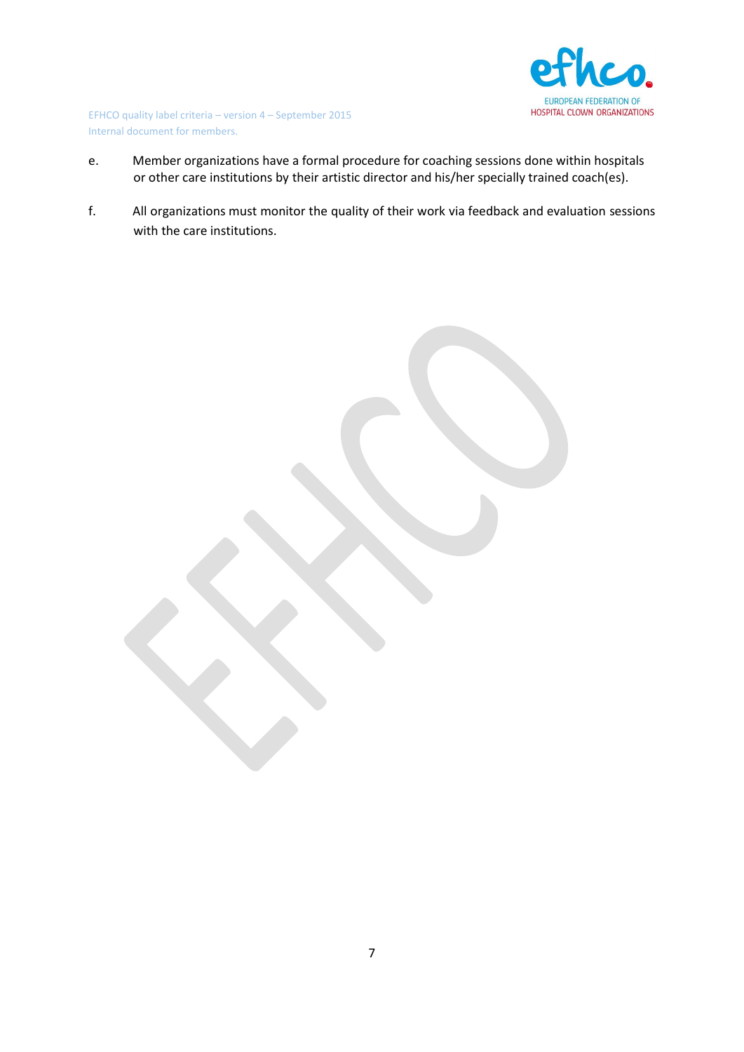e. Member organizations have a formal procedure for coaching sessions done within hospitals or other care institutions by their artistic director and his/her specially trained coach(es).

f. All organizations must monitor the quality of their work via feedback and evaluation sessions with the care institutions.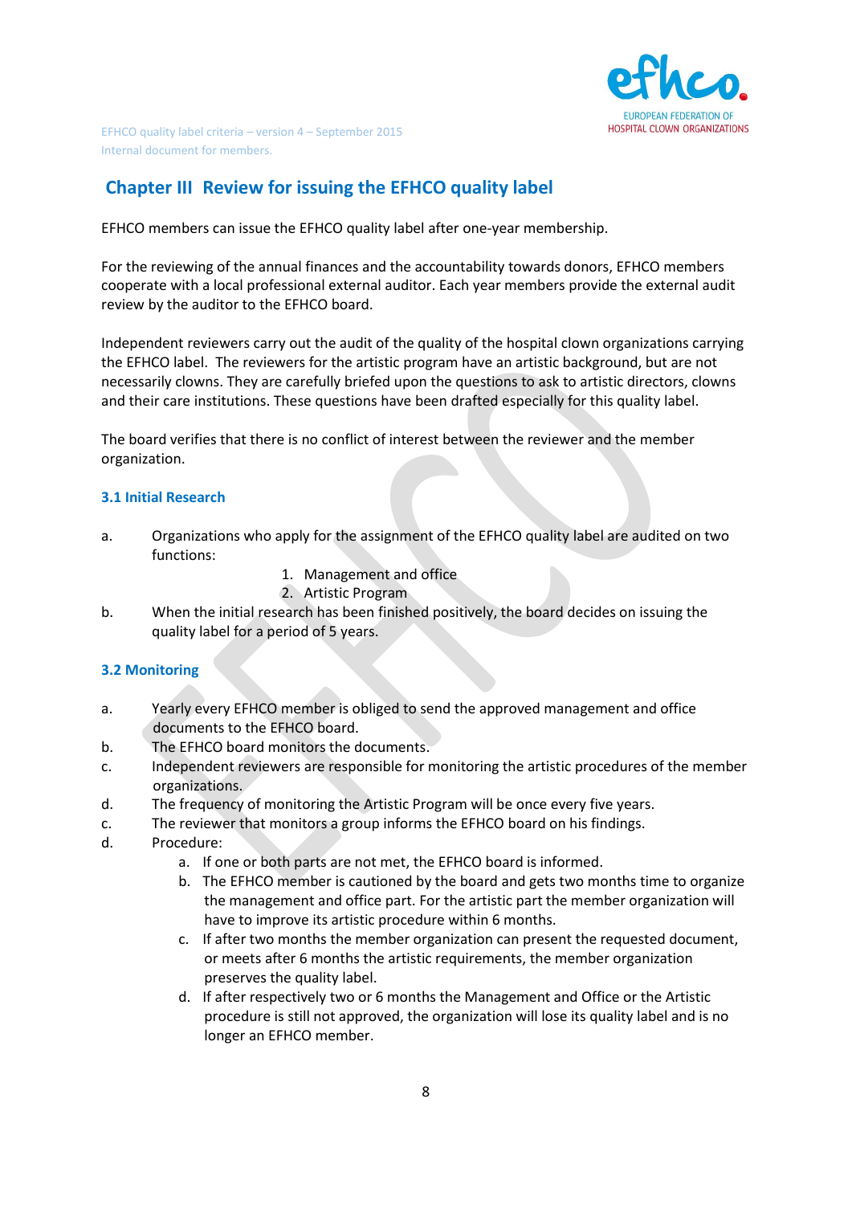## Chapter III Review for issuing the EFHCO quality label

EFHCO members can issue the EFHCO quality label after one-year membership.

For the reviewing of the annual finances and the accountability towards donors, EFHCO members cooperate with a local professional external auditor. Each year members provide the external audit review by the auditor to the EFHCO board.

Independent reviewers carry out the audit of the quality of the hospital clown organizations carrying the EFHCO label. The reviewers for the artistic program have an artistic background, but are not necessarily clowns. They are carefully briefed upon the questions to ask to artistic directors, clowns and their care institutions. These questions have been drafted especially for this quality label.

The board verifies that there is no conflict of interest between the reviewer and the member organization.

### 3.1 Initial Research

a. Organizations who apply for the assignment of the EFHCO quality label are audited on two functions:
   1. Management and office
   2. Artistic Program

b. When the initial research has been finished positively, the board decides on issuing the quality label for a period of 5 years.

### 3.2 Monitoring

a. Yearly every EFHCO member is obliged to send the approved management and office documents to the EFHCO board.

b. The EFHCO board monitors the documents.

c. Independent reviewers are responsible for monitoring the artistic procedures of the member organizations.

d. The frequency of monitoring the Artistic Program will be once every five years.

c. The reviewer that monitors a group informs the EFHCO board on his findings.

d. Procedure:
   a. If one or both parts are not met, the EFHCO board is informed.
   b. The EFHCO member is cautioned by the board and gets two months time to organize the management and office part. For the artistic part the member organization will have to improve its artistic procedure within 6 months.
   c. If after two months the member organization can present the requested document, or meets after 6 months the artistic requirements, the member organization preserves the quality label.
   d. If after respectively two or 6 months the Management and Office or the Artistic procedure is still not approved, the organization will lose its quality label and is no longer an EFHCO member.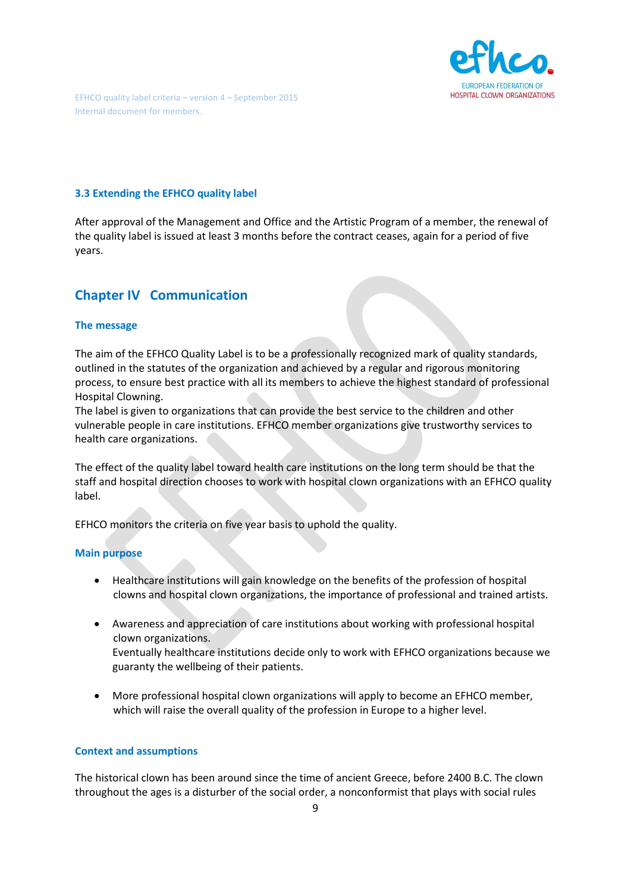### 3.3 Extending the EFHCO quality label

After approval of the Management and Office and the Artistic Program of a member, the renewal of the quality label is issued at least 3 months before the contract ceases, again for a period of five years.

## Chapter IV Communication

### The message

The aim of the EFHCO Quality Label is to be a professionally recognized mark of quality standards, outlined in the statutes of the organization and achieved by a regular and rigorous monitoring process, to ensure best practice with all its members to achieve the highest standard of professional Hospital Clowning.
The label is given to organizations that can provide the best service to the children and other vulnerable people in care institutions. EFHCO member organizations give trustworthy services to health care organizations.

The effect of the quality label toward health care institutions on the long term should be that the staff and hospital direction chooses to work with hospital clown organizations with an EFHCO quality label.

EFHCO monitors the criteria on five year basis to uphold the quality.

### Main purpose

- Healthcare institutions will gain knowledge on the benefits of the profession of hospital clowns and hospital clown organizations, the importance of professional and trained artists.
- Awareness and appreciation of care institutions about working with professional hospital clown organizations.
  Eventually healthcare institutions decide only to work with EFHCO organizations because we guaranty the wellbeing of their patients.
- More professional hospital clown organizations will apply to become an EFHCO member, which will raise the overall quality of the profession in Europe to a higher level.

### Context and assumptions

The historical clown has been around since the time of ancient Greece, before 2400 B.C. The clown throughout the ages is a disturber of the social order, a nonconformist that plays with social rules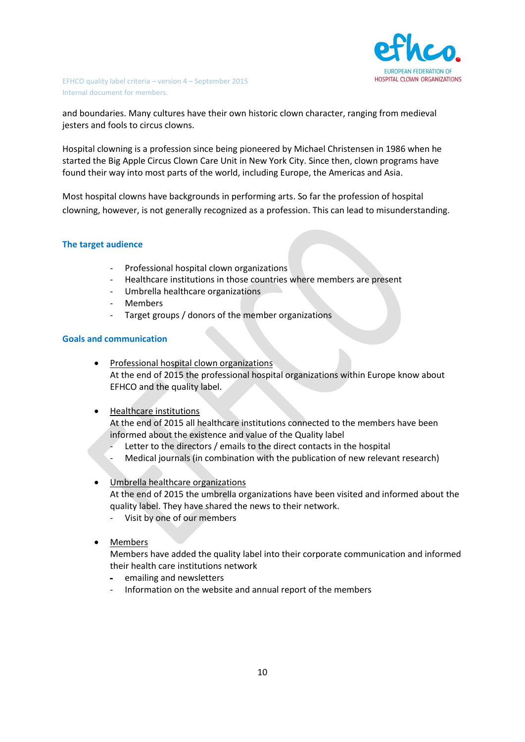and boundaries. Many cultures have their own historic clown character, ranging from medieval jesters and fools to circus clowns.

Hospital clowning is a profession since being pioneered by Michael Christensen in 1986 when he started the Big Apple Circus Clown Care Unit in New York City. Since then, clown programs have found their way into most parts of the world, including Europe, the Americas and Asia.

Most hospital clowns have backgrounds in performing arts. So far the profession of hospital clowning, however, is not generally recognized as a profession. This can lead to misunderstanding.

### The target audience

- Professional hospital clown organizations
- Healthcare institutions in those countries where members are present
- Umbrella healthcare organizations
- Members
- Target groups / donors of the member organizations

### Goals and communication

- Professional hospital clown organizations
  At the end of 2015 the professional hospital organizations within Europe know about EFHCO and the quality label.

- Healthcare institutions
  At the end of 2015 all healthcare institutions connected to the members have been informed about the existence and value of the Quality label
  - Letter to the directors / emails to the direct contacts in the hospital
  - Medical journals (in combination with the publication of new relevant research)

- Umbrella healthcare organizations
  At the end of 2015 the umbrella organizations have been visited and informed about the quality label. They have shared the news to their network.
  - Visit by one of our members

- Members
  Members have added the quality label into their corporate communication and informed their health care institutions network
  - emailing and newsletters
  - Information on the website and annual report of the members